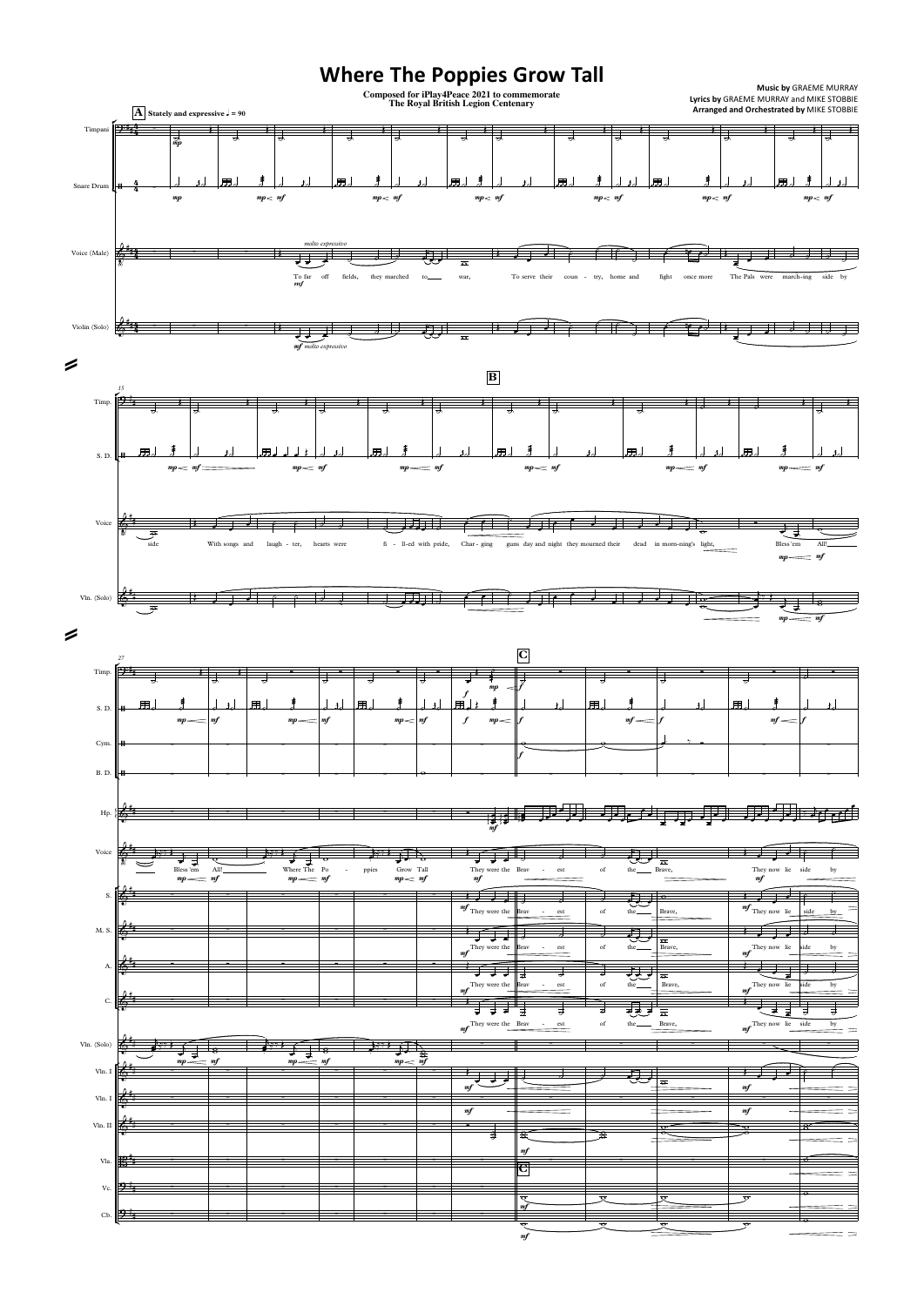# Where The Poppies Grow Tall

**Composed for iPlay4Peace 2021 to commemorate The Royal British Legion Centenary**

**Music by** GRAEME MURRAY
**Lyrics by** GRAEME MURRAY and MIKE STOBBIE
**Arranged and Orchestrated by** MIKE STOBBIE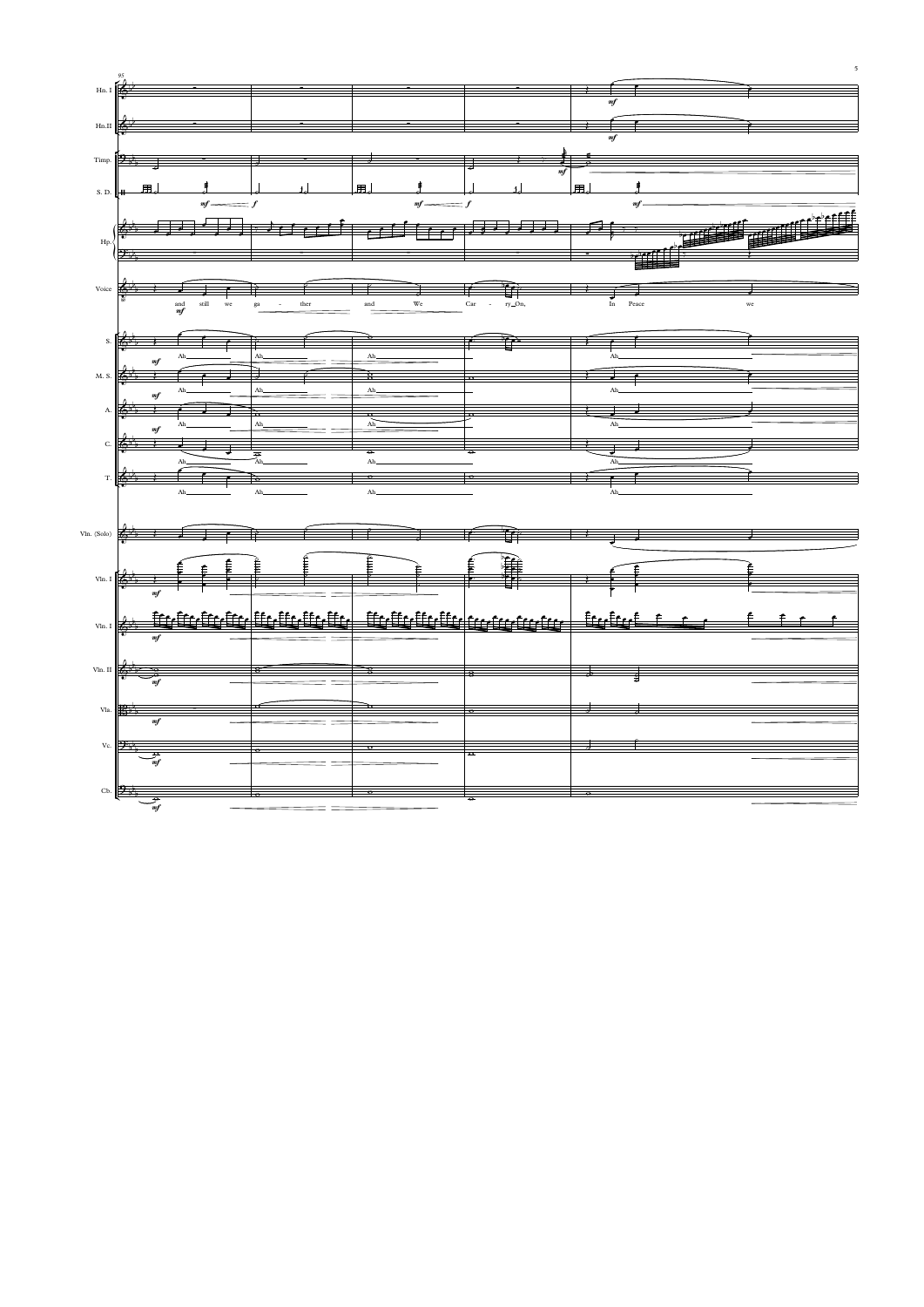and still we ga - ther and We Car - ry On, In Peace we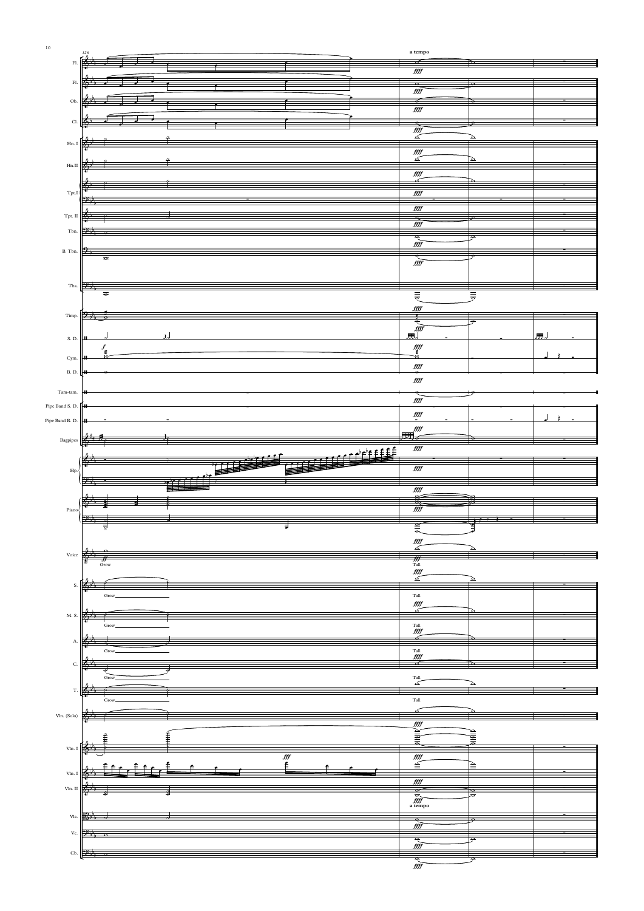126

a tempo

Fl.

Fl.

Ob.

Cl.

Hn. I

Hn. II

Tpt. I

Tpt. II

Tbn.

B. Tbn.

Tba.

Timp.

S. D.

Cym.

B. D.

Tam-tam.

Pipe Band S. D.

Pipe Band B. D.

Bagpipes

Hp.

Piano

Voice

S.

M. S.

A.

C.

T.

Vln. (Solo)

Vln. I

Vln. I

Vln. II

Vla.

Vc.

Cb.

Grow

Tall

*f*

*ff*

*fff*

*ffff*

a tempo